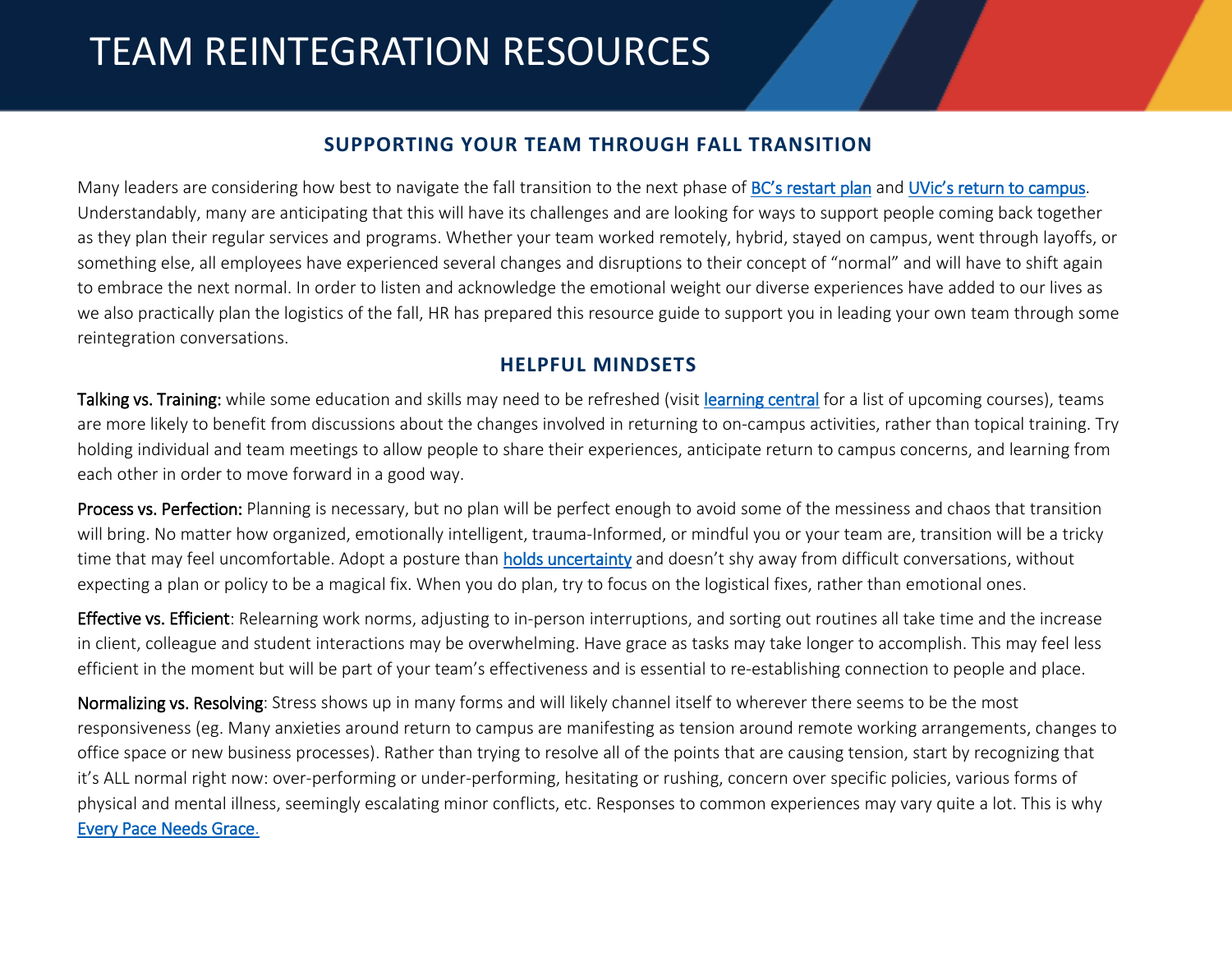# TEAM REINTEGRATION RESOURCES

## SUPPORTING YOUR TEAM THROUGH FALL TRANSITION

Many leaders are considering how best to navigate the fall transition to the next phase of BC's restart plan and UVic's return to campus. Understandably, many are anticipating that this will have its challenges and are looking for ways to support people coming back together as they plan their regular services and programs. Whether your team worked remotely, hybrid, stayed on campus, went through layoffs, or something else, all employees have experienced several changes and disruptions to their concept of "normal" and will have to shift again to embrace the next normal. In order to listen and acknowledge the emotional weight our diverse experiences have added to our lives as we also practically plan the logistics of the fall, HR has prepared this resource guide to support you in leading your own team through some reintegration conversations.

## HELPFUL MINDSETS

Talking vs. Training: while some education and skills may need to be refreshed (visit learning central for a list of upcoming courses), teams are more likely to benefit from discussions about the changes involved in returning to on-campus activities, rather than topical training. Try holding individual and team meetings to allow people to share their experiences, anticipate return to campus concerns, and learning from each other in order to move forward in a good way.

Process vs. Perfection: Planning is necessary, but no plan will be perfect enough to avoid some of the messiness and chaos that transition will bring. No matter how organized, emotionally intelligent, trauma-Informed, or mindful you or your team are, transition will be a tricky time that may feel uncomfortable. Adopt a posture than holds uncertainty and doesn't shy away from difficult conversations, without expecting a plan or policy to be a magical fix. When you do plan, try to focus on the logistical fixes, rather than emotional ones.

Effective vs. Efficient: Relearning work norms, adjusting to in-person interruptions, and sorting out routines all take time and the increase in client, colleague and student interactions may be overwhelming. Have grace as tasks may take longer to accomplish. This may feel less efficient in the moment but will be part of your team's effectiveness and is essential to re-establishing connection to people and place.

Normalizing vs. Resolving: Stress shows up in many forms and will likely channel itself to wherever there seems to be the most responsiveness (eg. Many anxieties around return to campus are manifesting as tension around remote working arrangements, changes to office space or new business processes). Rather than trying to resolve all of the points that are causing tension, start by recognizing that it's ALL normal right now: over-performing or under-performing, hesitating or rushing, concern over specific policies, various forms of physical and mental illness, seemingly escalating minor conflicts, etc. Responses to common experiences may vary quite a lot. This is why Every Pace Needs Grace.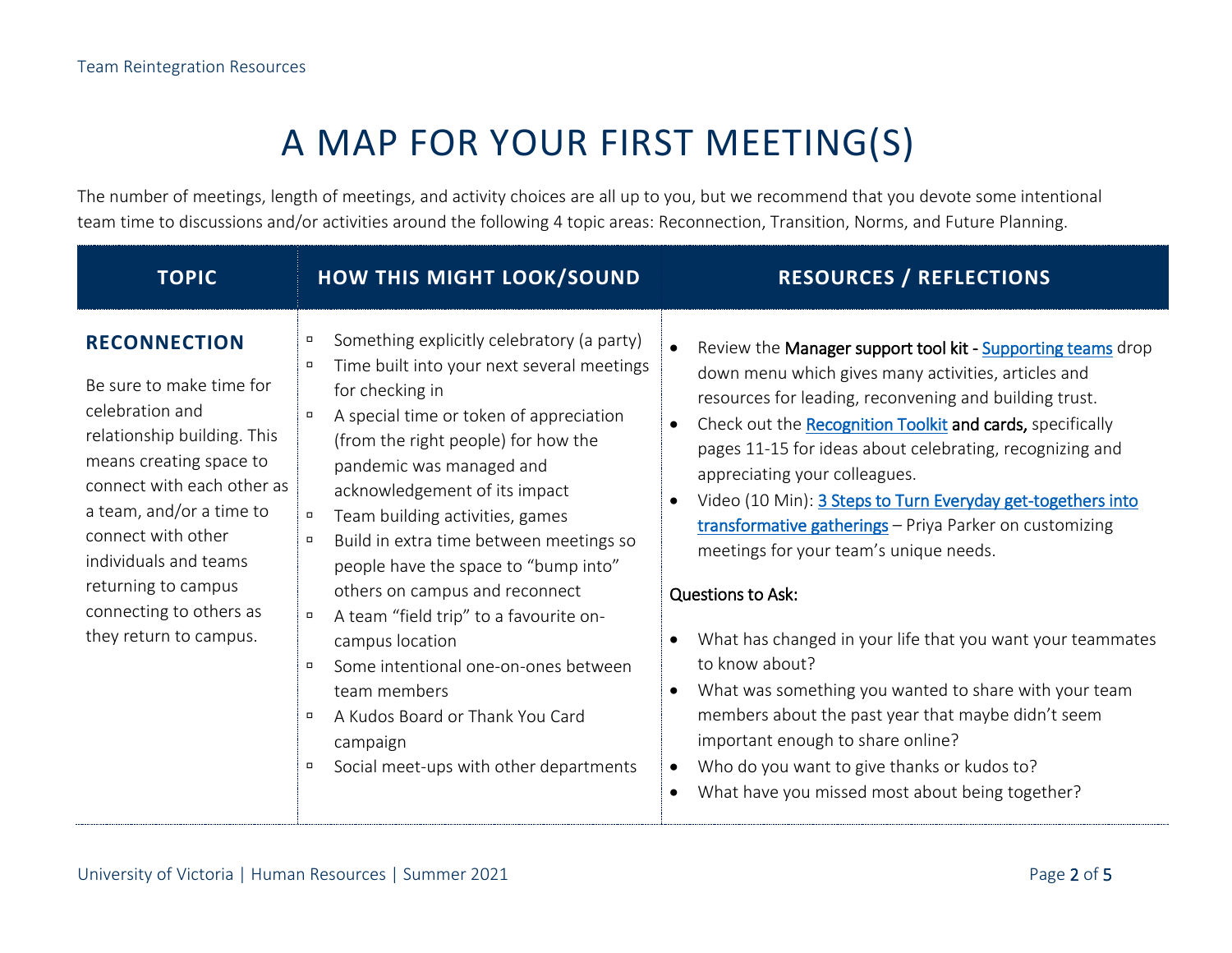# A MAP FOR YOUR FIRST MEETING(S)

The number of meetings, length of meetings, and activity choices are all up to you, but we recommend that you devote some intentional team time to discussions and/or activities around the following 4 topic areas: Reconnection, Transition, Norms, and Future Planning.

| TOPIC | HOW THIS MIGHT LOOK/SOUND | RESOURCES / REFLECTIONS |
| --- | --- | --- |
| **RECONNECTION**<br><br>Be sure to make time for celebration and relationship building. This means creating space to connect with each other as a team, and/or a time to connect with other individuals and teams returning to campus connecting to others as they return to campus. | ▫ Something explicitly celebratory (a party)<br>▫ Time built into your next several meetings for checking in<br>▫ A special time or token of appreciation (from the right people) for how the pandemic was managed and acknowledgement of its impact<br>▫ Team building activities, games<br>▫ Build in extra time between meetings so people have the space to "bump into" others on campus and reconnect<br>▫ A team "field trip" to a favourite on-campus location<br>▫ Some intentional one-on-ones between team members<br>▫ A Kudos Board or Thank You Card campaign<br>▫ Social meet-ups with other departments | • Review the Manager support tool kit - Supporting teams drop down menu which gives many activities, articles and resources for leading, reconvening and building trust.<br>• Check out the Recognition Toolkit and cards, specifically pages 11-15 for ideas about celebrating, recognizing and appreciating your colleagues.<br>• Video (10 Min): 3 Steps to Turn Everyday get-togethers into transformative gatherings – Priya Parker on customizing meetings for your team's unique needs.<br><br>Questions to Ask:<br><br>• What has changed in your life that you want your teammates to know about?<br>• What was something you wanted to share with your team members about the past year that maybe didn't seem important enough to share online?<br>• Who do you want to give thanks or kudos to?<br>• What have you missed most about being together? |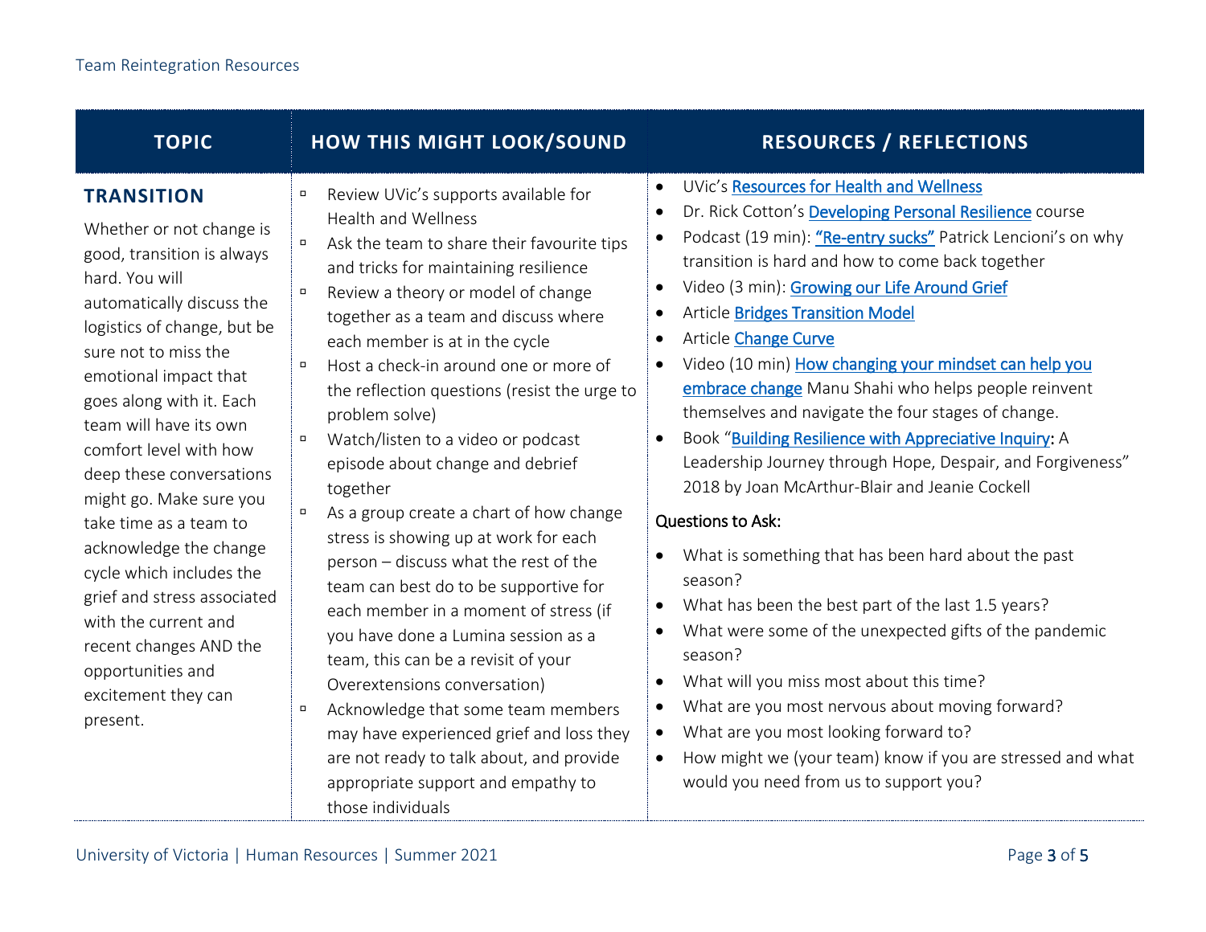| TOPIC | HOW THIS MIGHT LOOK/SOUND | RESOURCES / REFLECTIONS |
|---|---|---|
| **TRANSITION**<br><br>Whether or not change is good, transition is always hard. You will automatically discuss the logistics of change, but be sure not to miss the emotional impact that goes along with it. Each team will have its own comfort level with how deep these conversations might go. Make sure you take time as a team to acknowledge the change cycle which includes the grief and stress associated with the current and recent changes AND the opportunities and excitement they can present. | ▫ Review UVic's supports available for Health and Wellness<br>▫ Ask the team to share their favourite tips and tricks for maintaining resilience<br>▫ Review a theory or model of change together as a team and discuss where each member is at in the cycle<br>▫ Host a check-in around one or more of the reflection questions (resist the urge to problem solve)<br>▫ Watch/listen to a video or podcast episode about change and debrief together<br>▫ As a group create a chart of how change stress is showing up at work for each person – discuss what the rest of the team can best do to be supportive for each member in a moment of stress (if you have done a Lumina session as a team, this can be a revisit of your Overextensions conversation)<br>▫ Acknowledge that some team members may have experienced grief and loss they are not ready to talk about, and provide appropriate support and empathy to those individuals | • UVic's Resources for Health and Wellness<br>• Dr. Rick Cotton's Developing Personal Resilience course<br>• Podcast (19 min): "Re-entry sucks" Patrick Lencioni's on why transition is hard and how to come back together<br>• Video (3 min): Growing our Life Around Grief<br>• Article Bridges Transition Model<br>• Article Change Curve<br>• Video (10 min) How changing your mindset can help you embrace change Manu Shahi who helps people reinvent themselves and navigate the four stages of change.<br>• Book "Building Resilience with Appreciative Inquiry: A Leadership Journey through Hope, Despair, and Forgiveness" 2018 by Joan McArthur-Blair and Jeanie Cockell<br><br>Questions to Ask:<br><br>• What is something that has been hard about the past season?<br>• What has been the best part of the last 1.5 years?<br>• What were some of the unexpected gifts of the pandemic season?<br>• What will you miss most about this time?<br>• What are you most nervous about moving forward?<br>• What are you most looking forward to?<br>• How might we (your team) know if you are stressed and what would you need from us to support you? |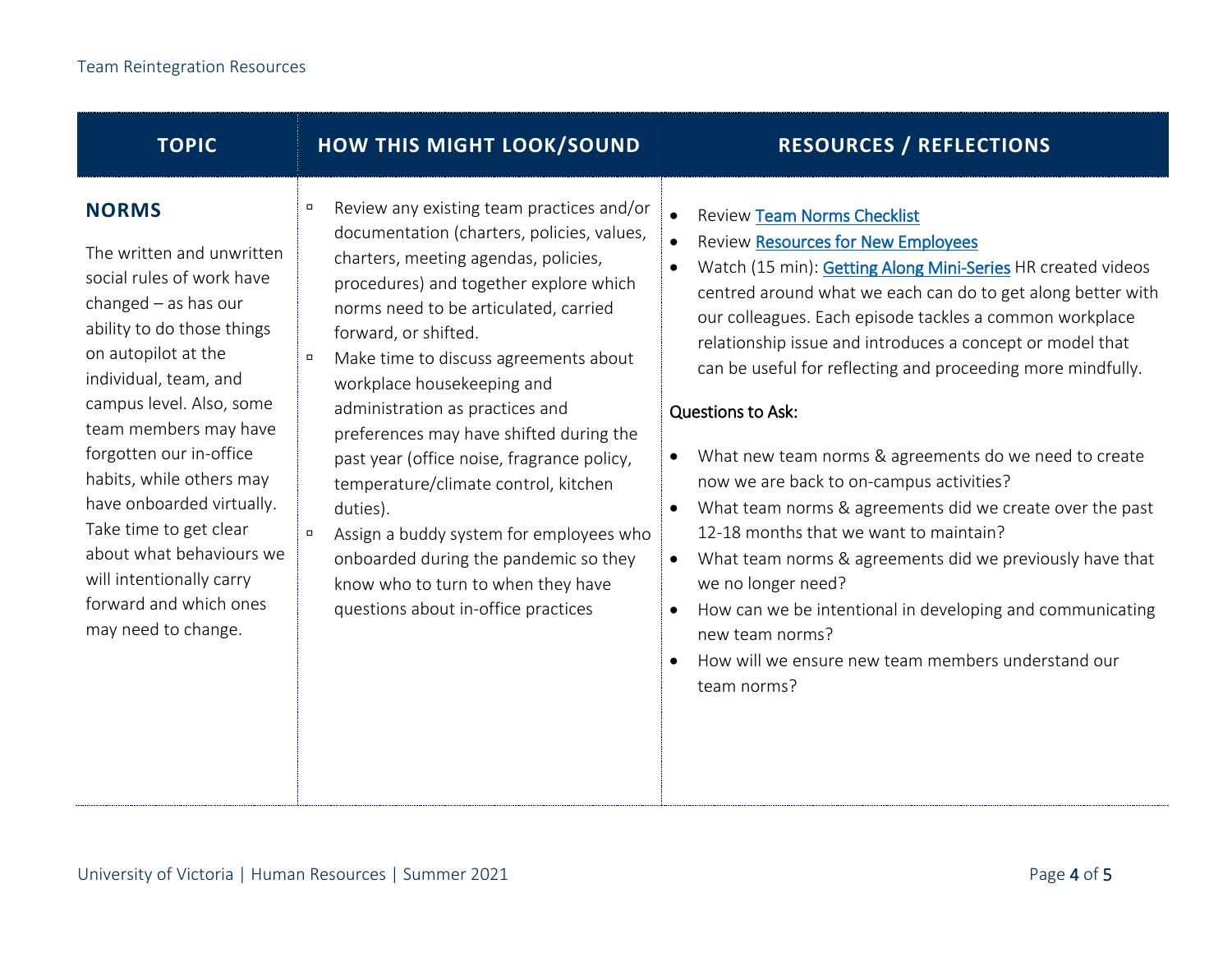| TOPIC | HOW THIS MIGHT LOOK/SOUND | RESOURCES / REFLECTIONS |
| --- | --- | --- |
| **NORMS**<br><br>The written and unwritten social rules of work have changed – as has our ability to do those things on autopilot at the individual, team, and campus level. Also, some team members may have forgotten our in-office habits, while others may have onboarded virtually. Take time to get clear about what behaviours we will intentionally carry forward and which ones may need to change. | ▫ Review any existing team practices and/or documentation (charters, policies, values, charters, meeting agendas, policies, procedures) and together explore which norms need to be articulated, carried forward, or shifted.<br>▫ Make time to discuss agreements about workplace housekeeping and administration as practices and preferences may have shifted during the past year (office noise, fragrance policy, temperature/climate control, kitchen duties).<br>▫ Assign a buddy system for employees who onboarded during the pandemic so they know who to turn to when they have questions about in-office practices | • Review Team Norms Checklist<br>• Review Resources for New Employees<br>• Watch (15 min): Getting Along Mini-Series HR created videos centred around what we each can do to get along better with our colleagues. Each episode tackles a common workplace relationship issue and introduces a concept or model that can be useful for reflecting and proceeding more mindfully.<br><br>Questions to Ask:<br><br>• What new team norms & agreements do we need to create now we are back to on-campus activities?<br>• What team norms & agreements did we create over the past 12-18 months that we want to maintain?<br>• What team norms & agreements did we previously have that we no longer need?<br>• How can we be intentional in developing and communicating new team norms?<br>• How will we ensure new team members understand our team norms? |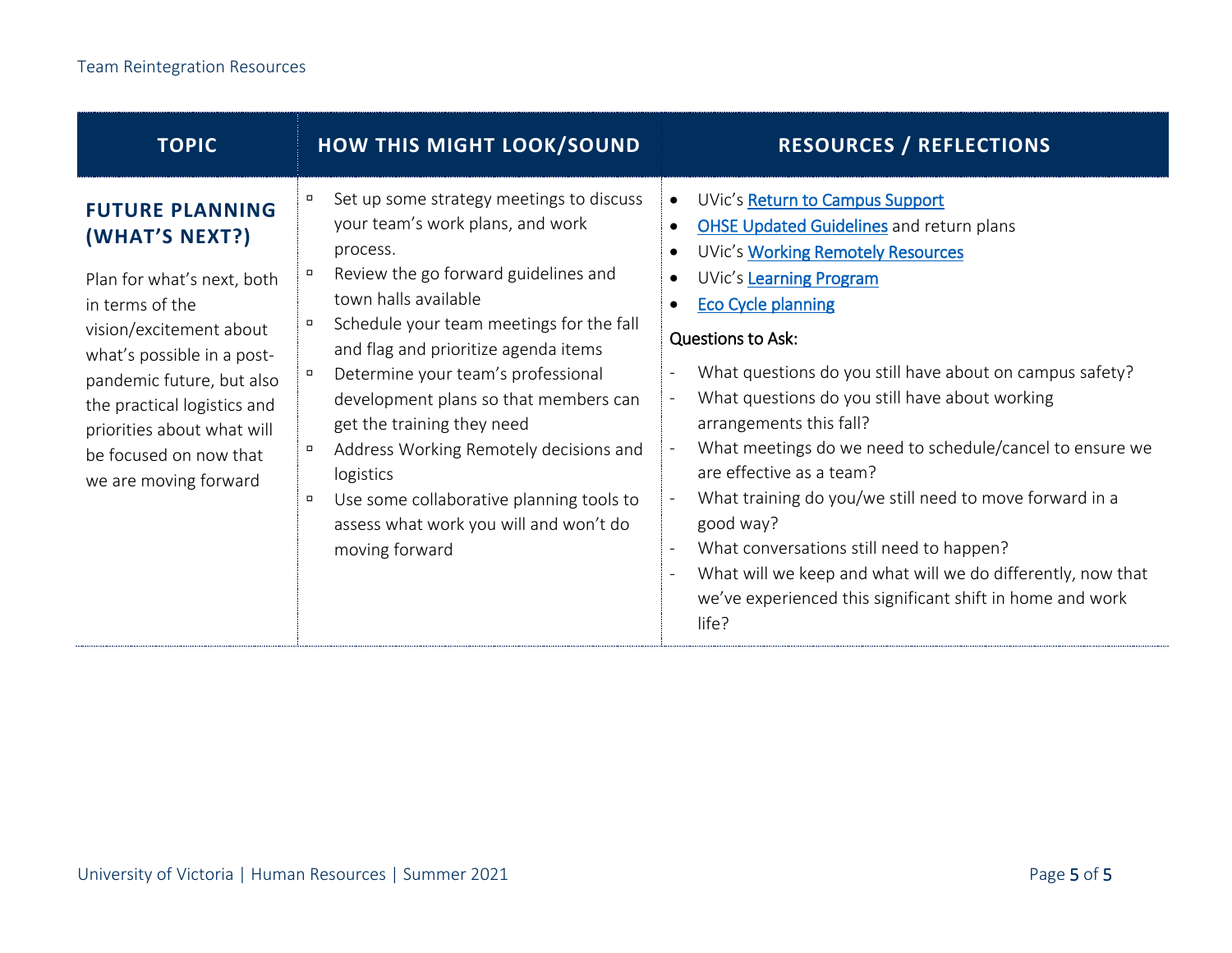| TOPIC | HOW THIS MIGHT LOOK/SOUND | RESOURCES / REFLECTIONS |
|---|---|---|
| **FUTURE PLANNING (WHAT'S NEXT?)**<br><br>Plan for what's next, both in terms of the vision/excitement about what's possible in a post-pandemic future, but also the practical logistics and priorities about what will be focused on now that we are moving forward | ▫ Set up some strategy meetings to discuss your team's work plans, and work process.<br>▫ Review the go forward guidelines and town halls available<br>▫ Schedule your team meetings for the fall and flag and prioritize agenda items<br>▫ Determine your team's professional development plans so that members can get the training they need<br>▫ Address Working Remotely decisions and logistics<br>▫ Use some collaborative planning tools to assess what work you will and won't do moving forward | • UVic's Return to Campus Support<br>• OHSE Updated Guidelines and return plans<br>• UVic's Working Remotely Resources<br>• UVic's Learning Program<br>• Eco Cycle planning<br><br>Questions to Ask:<br><br>- What questions do you still have about on campus safety?<br>- What questions do you still have about working arrangements this fall?<br>- What meetings do we need to schedule/cancel to ensure we are effective as a team?<br>- What training do you/we still need to move forward in a good way?<br>- What conversations still need to happen?<br>- What will we keep and what will we do differently, now that we've experienced this significant shift in home and work life? |